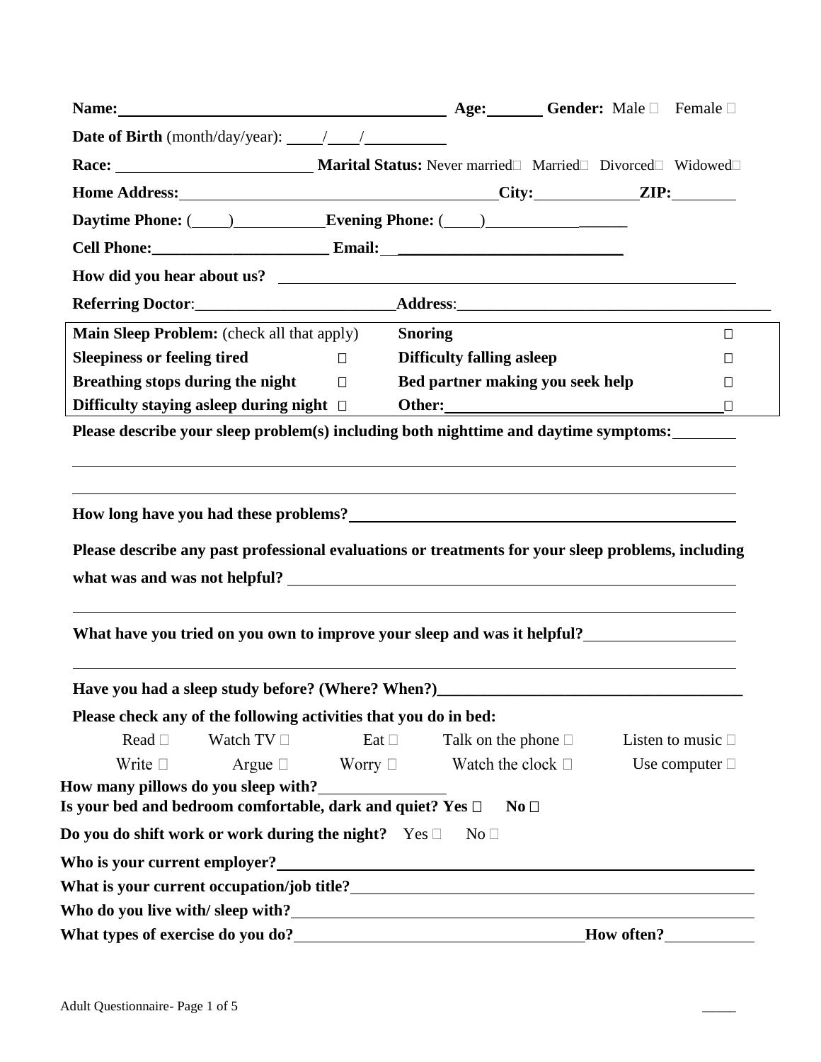**Name:** ________________________________ **Age:** _______ **Gender:** Male ☐ Female ☐

**Date of Birth** (month/day/year): ____/____/________

**Race:** ____________________ **Marital Status:** Never married☐ Married☐ Divorced☐ Widowed☐

**Home Address:** ________________________________ **City:** ____________ **ZIP:** ________

**Daytime Phone:** (____)__________ **Evening Phone:** (____)__________

**Cell Phone:**____________________ **Email:** ________________________

**How did you hear about us?** ________________________________________________

**Referring Doctor**:______________________ **Address**:________________________________

| **Main Sleep Problem:** (check all that apply) | | **Snoring** | ☐ |
|---|---|---|---|
| **Sleepiness or feeling tired** | ☐ | **Difficulty falling asleep** | ☐ |
| **Breathing stops during the night** | ☐ | **Bed partner making you seek help** | ☐ |
| **Difficulty staying asleep during night** | ☐ | **Other:** ______________________ | ☐ |

**Please describe your sleep problem(s) including both nighttime and daytime symptoms:** ________

________________________________________________________________________

________________________________________________________________________

**How long have you had these problems?** ________________________________________

**Please describe any past professional evaluations or treatments for your sleep problems, including what was and was not helpful?** ________________________________________________

________________________________________________________________________

**What have you tried on you own to improve your sleep and was it helpful?** ________________

________________________________________________________________________

**Have you had a sleep study before? (Where? When?)**________________________________

**Please check any of the following activities that you do in bed:**

Read ☐ Watch TV ☐ Eat ☐ Talk on the phone ☐ Listen to music ☐

Write ☐ Argue ☐ Worry ☐ Watch the clock ☐ Use computer ☐

**How many pillows do you sleep with?** ____________

**Is your bed and bedroom comfortable, dark and quiet? Yes** ☐ **No** ☐

**Do you do shift work or work during the night?** Yes ☐ No ☐

**Who is your current employer?** ________________________________________________

**What is your current occupation/job title?** ________________________________________

**Who do you live with/ sleep with?** ____________________________________________

**What types of exercise do you do?** ______________________________ **How often?** __________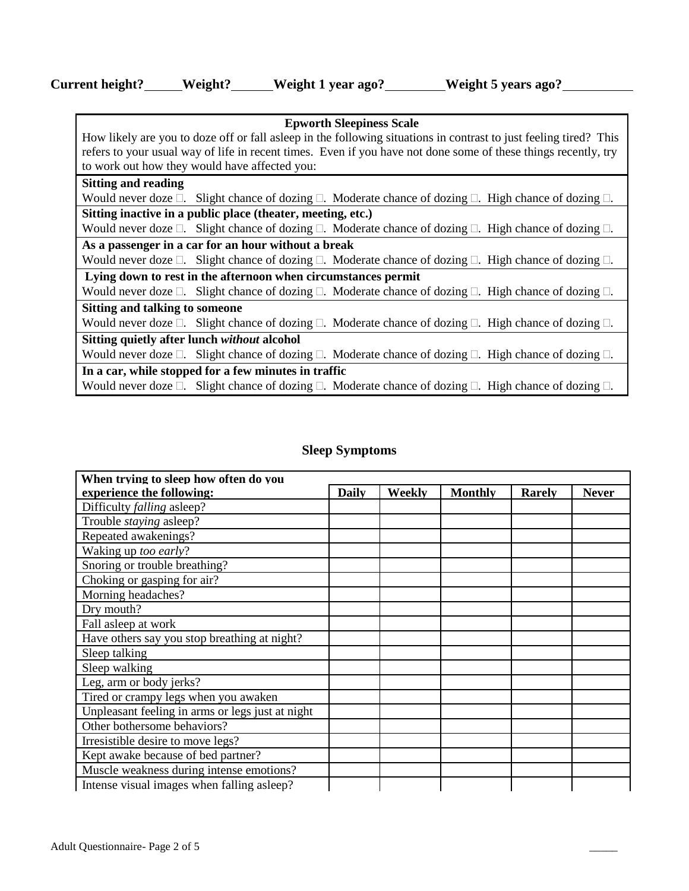**Current height?\_\_\_\_\_\_ Weight?\_\_\_\_\_\_ Weight 1 year ago?\_\_\_\_\_\_\_\_\_ Weight 5 years ago?\_\_\_\_\_\_\_\_\_\_**

| **Epworth Sleepiness Scale**<br>How likely are you to doze off or fall asleep in the following situations in contrast to just feeling tired? This refers to your usual way of life in recent times. Even if you have not done some of these things recently, try to work out how they would have affected you: |
|---|
| **Sitting and reading**<br>Would never doze □. Slight chance of dozing □. Moderate chance of dozing □. High chance of dozing □. |
| **Sitting inactive in a public place (theater, meeting, etc.)**<br>Would never doze □. Slight chance of dozing □. Moderate chance of dozing □. High chance of dozing □. |
| **As a passenger in a car for an hour without a break**<br>Would never doze □. Slight chance of dozing □. Moderate chance of dozing □. High chance of dozing □. |
| **Lying down to rest in the afternoon when circumstances permit**<br>Would never doze □. Slight chance of dozing □. Moderate chance of dozing □. High chance of dozing □. |
| **Sitting and talking to someone**<br>Would never doze □. Slight chance of dozing □. Moderate chance of dozing □. High chance of dozing □. |
| **Sitting quietly after lunch *without* alcohol**<br>Would never doze □. Slight chance of dozing □. Moderate chance of dozing □. High chance of dozing □. |
| **In a car, while stopped for a few minutes in traffic**<br>Would never doze □. Slight chance of dozing □. Moderate chance of dozing □. High chance of dozing □. |

## Sleep Symptoms

| **When trying to sleep how often do you experience the following:** | **Daily** | **Weekly** | **Monthly** | **Rarely** | **Never** |
|---|---|---|---|---|---|
| Difficulty *falling* asleep? | | | | | |
| Trouble *staying* asleep? | | | | | |
| Repeated awakenings? | | | | | |
| Waking up *too early*? | | | | | |
| Snoring or trouble breathing? | | | | | |
| Choking or gasping for air? | | | | | |
| Morning headaches? | | | | | |
| Dry mouth? | | | | | |
| Fall asleep at work | | | | | |
| Have others say you stop breathing at night? | | | | | |
| Sleep talking | | | | | |
| Sleep walking | | | | | |
| Leg, arm or body jerks? | | | | | |
| Tired or crampy legs when you awaken | | | | | |
| Unpleasant feeling in arms or legs just at night | | | | | |
| Other bothersome behaviors? | | | | | |
| Irresistible desire to move legs? | | | | | |
| Kept awake because of bed partner? | | | | | |
| Muscle weakness during intense emotions? | | | | | |
| Intense visual images when falling asleep? | | | | | |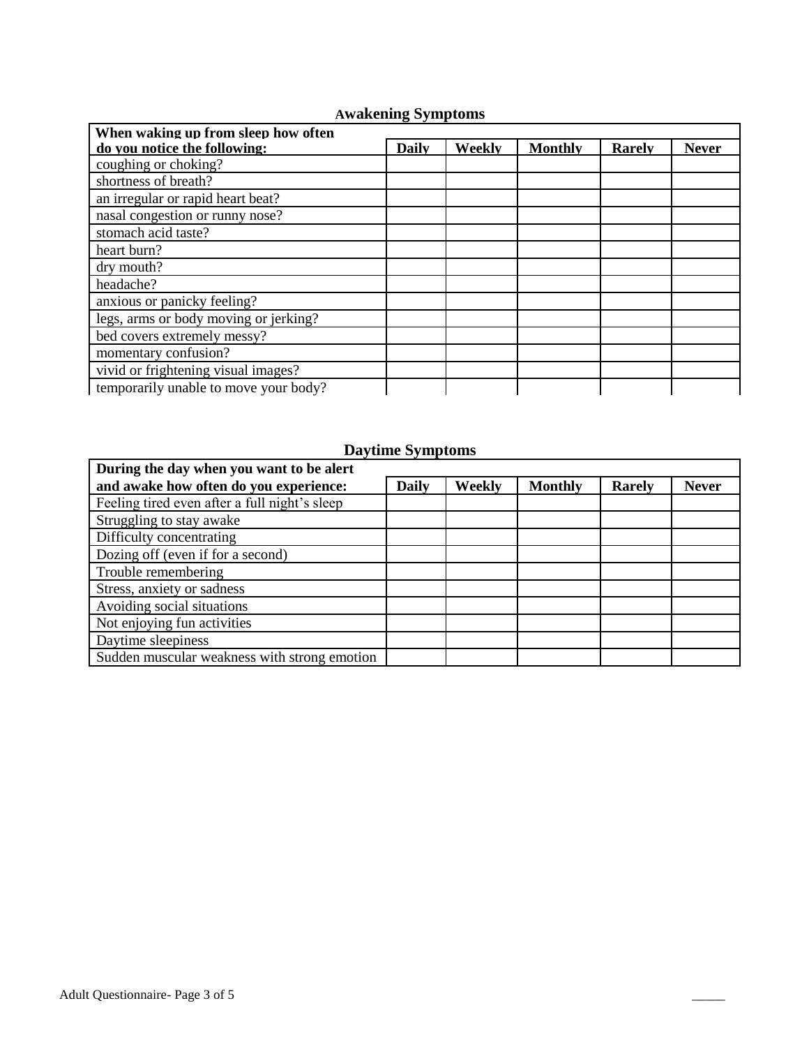## Awakening Symptoms

| When waking up from sleep how often do you notice the following: | Daily | Weekly | Monthly | Rarely | Never |
|---|---|---|---|---|---|
| coughing or choking? | | | | | |
| shortness of breath? | | | | | |
| an irregular or rapid heart beat? | | | | | |
| nasal congestion or runny nose? | | | | | |
| stomach acid taste? | | | | | |
| heart burn? | | | | | |
| dry mouth? | | | | | |
| headache? | | | | | |
| anxious or panicky feeling? | | | | | |
| legs, arms or body moving or jerking? | | | | | |
| bed covers extremely messy? | | | | | |
| momentary confusion? | | | | | |
| vivid or frightening visual images? | | | | | |
| temporarily unable to move your body? | | | | | |

## Daytime Symptoms

| During the day when you want to be alert and awake how often do you experience: | Daily | Weekly | Monthly | Rarely | Never |
|---|---|---|---|---|---|
| Feeling tired even after a full night's sleep | | | | | |
| Struggling to stay awake | | | | | |
| Difficulty concentrating | | | | | |
| Dozing off (even if for a second) | | | | | |
| Trouble remembering | | | | | |
| Stress, anxiety or sadness | | | | | |
| Avoiding social situations | | | | | |
| Not enjoying fun activities | | | | | |
| Daytime sleepiness | | | | | |
| Sudden muscular weakness with strong emotion | | | | | |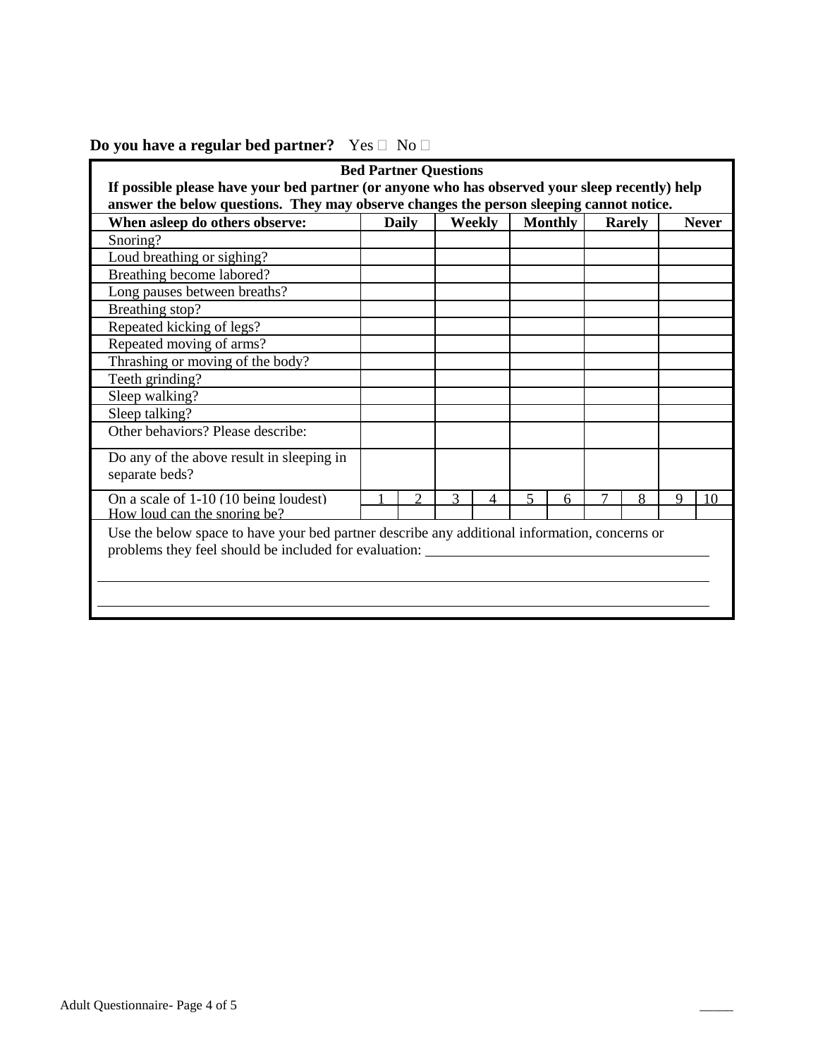**Do you have a regular bed partner?** Yes ☐ No ☐

**Bed Partner Questions**

**If possible please have your bed partner (or anyone who has observed your sleep recently) help answer the below questions. They may observe changes the person sleeping cannot notice.**

| **When asleep do others observe:** | **Daily** | | **Weekly** | | **Monthly** | | **Rarely** | | **Never** | |
|---|---|---|---|---|---|---|---|---|---|---|
| Snoring? | | | | | | | | | | |
| Loud breathing or sighing? | | | | | | | | | | |
| Breathing become labored? | | | | | | | | | | |
| Long pauses between breaths? | | | | | | | | | | |
| Breathing stop? | | | | | | | | | | |
| Repeated kicking of legs? | | | | | | | | | | |
| Repeated moving of arms? | | | | | | | | | | |
| Thrashing or moving of the body? | | | | | | | | | | |
| Teeth grinding? | | | | | | | | | | |
| Sleep walking? | | | | | | | | | | |
| Sleep talking? | | | | | | | | | | |
| Other behaviors? Please describe: | | | | | | | | | | |
| Do any of the above result in sleeping in separate beds? | | | | | | | | | | |
| On a scale of 1-10 (10 being loudest) How loud can the snoring be? | 1 | 2 | 3 | 4 | 5 | 6 | 7 | 8 | 9 | 10 |

Use the below space to have your bed partner describe any additional information, concerns or problems they feel should be included for evaluation: ________________________________________

________________________________________________________________________________

________________________________________________________________________________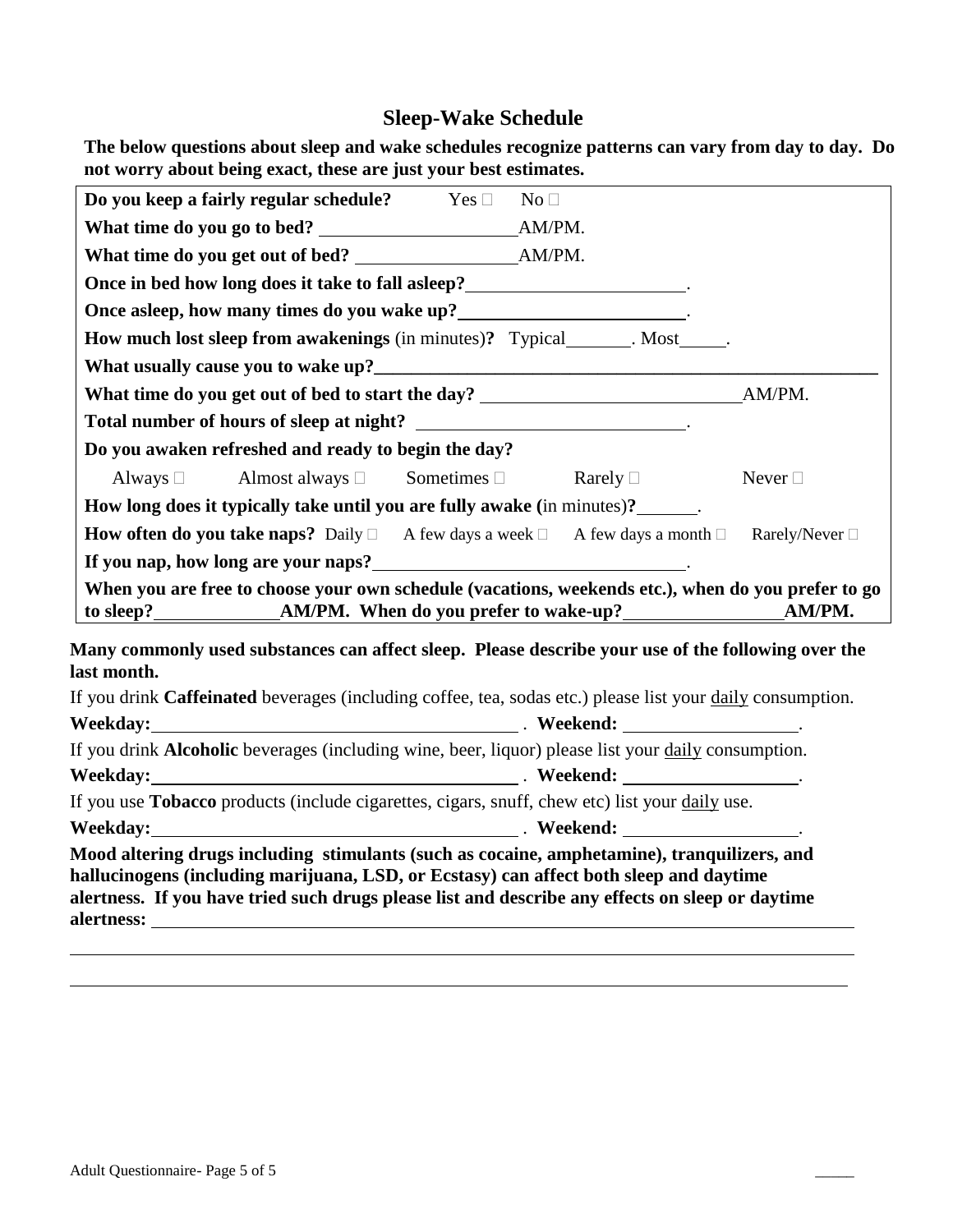## Sleep-Wake Schedule

**The below questions about sleep and wake schedules recognize patterns can vary from day to day. Do not worry about being exact, these are just your best estimates.**

**Do you keep a fairly regular schedule?** Yes ☐ No ☐

**What time do you go to bed?** ____________________AM/PM.

**What time do you get out of bed?** __________________AM/PM.

**Once in bed how long does it take to fall asleep?**______________________.

**Once asleep, how many times do you wake up?**_______________________.

**How much lost sleep from awakenings** (in minutes)**?** Typical_______. Most_____.

**What usually cause you to wake up?**______________________________________________________

**What time do you get out of bed to start the day?** ___________________________AM/PM.

**Total number of hours of sleep at night?** ____________________________.

**Do you awaken refreshed and ready to begin the day?**

Always ☐ Almost always ☐ Sometimes ☐ Rarely ☐ Never ☐

**How long does it typically take until you are fully awake (**in minutes)**?**______.

**How often do you take naps?** Daily ☐ A few days a week ☐ A few days a month ☐ Rarely/Never ☐

**If you nap, how long are your naps?**_________________________________.

**When you are free to choose your own schedule (vacations, weekends etc.), when do you prefer to go to sleep?**_____________**AM/PM. When do you prefer to wake-up?**________________**AM/PM.**

**Many commonly used substances can affect sleep. Please describe your use of the following over the last month.**

If you drink **Caffeinated** beverages (including coffee, tea, sodas etc.) please list your daily consumption.

**Weekday:**_______________________________________ . **Weekend:** __________________.

If you drink **Alcoholic** beverages (including wine, beer, liquor) please list your daily consumption.

**Weekday:**_______________________________________ . **Weekend:** __________________.

If you use **Tobacco** products (include cigarettes, cigars, snuff, chew etc) list your daily use.

**Weekday:**_______________________________________ . **Weekend:** __________________.

**Mood altering drugs including stimulants (such as cocaine, amphetamine), tranquilizers, and hallucinogens (including marijuana, LSD, or Ecstasy) can affect both sleep and daytime alertness. If you have tried such drugs please list and describe any effects on sleep or daytime alertness:** ________________________________________________________________________

________________________________________________________________________________

________________________________________________________________________________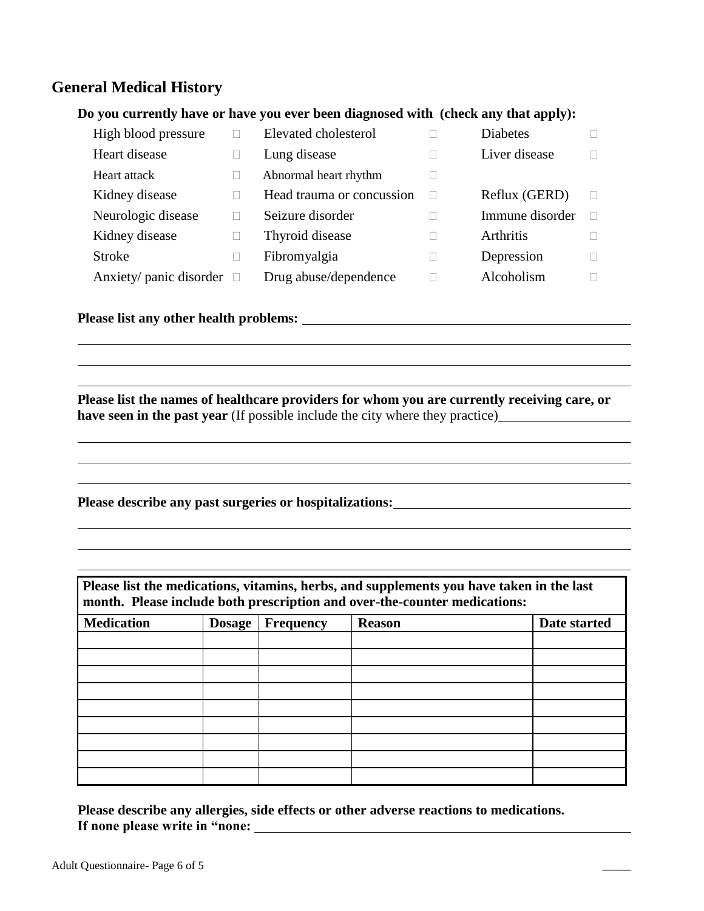## General Medical History

**Do you currently have or have you ever been diagnosed with (check any that apply):**

| | | | | | |
|---|---|---|---|---|---|
| High blood pressure | ☐ | Elevated cholesterol | ☐ | Diabetes | ☐ |
| Heart disease | ☐ | Lung disease | ☐ | Liver disease | ☐ |
| Heart attack | ☐ | Abnormal heart rhythm | ☐ | | |
| Kidney disease | ☐ | Head trauma or concussion | ☐ | Reflux (GERD) | ☐ |
| Neurologic disease | ☐ | Seizure disorder | ☐ | Immune disorder | ☐ |
| Kidney disease | ☐ | Thyroid disease | ☐ | Arthritis | ☐ |
| Stroke | ☐ | Fibromyalgia | ☐ | Depression | ☐ |
| Anxiety/ panic disorder | ☐ | Drug abuse/dependence | ☐ | Alcoholism | ☐ |

**Please list any other health problems:** ______________________________________________

______________________________________________________________________

______________________________________________________________________

______________________________________________________________________

**Please list the names of healthcare providers for whom you are currently receiving care, or have seen in the past year** (If possible include the city where they practice)____________________

______________________________________________________________________

______________________________________________________________________

______________________________________________________________________

**Please describe any past surgeries or hospitalizations:**__________________________________

______________________________________________________________________

______________________________________________________________________

______________________________________________________________________

**Please list the medications, vitamins, herbs, and supplements you have taken in the last month. Please include both prescription and over-the-counter medications:**

| Medication | Dosage | Frequency | Reason | Date started |
|---|---|---|---|---|
| | | | | |
| | | | | |
| | | | | |
| | | | | |
| | | | | |
| | | | | |
| | | | | |
| | | | | |
| | | | | |

**Please describe any allergies, side effects or other adverse reactions to medications.**
**If none please write in "none:** ______________________________________________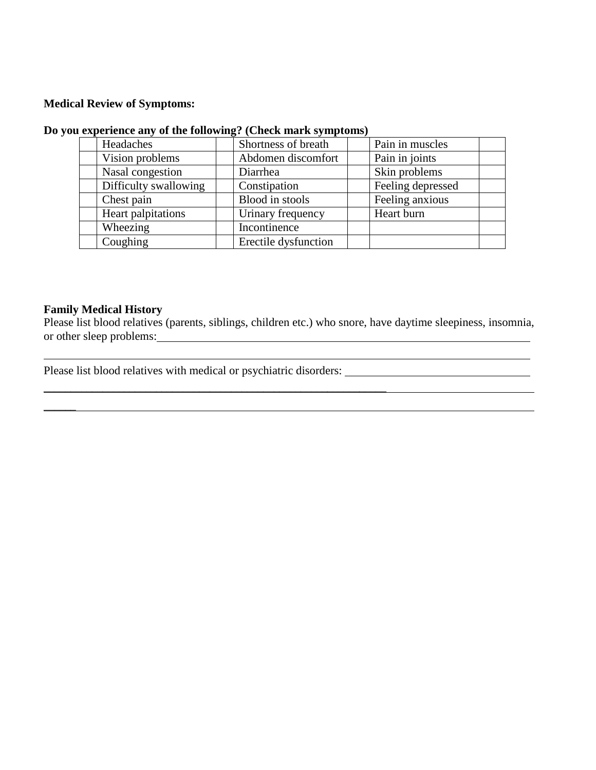**Medical Review of Symptoms:**

**Do you experience any of the following? (Check mark symptoms)**

| | | | | | |
|---|---|---|---|---|---|
| | Headaches | | Shortness of breath | | Pain in muscles |
| | Vision problems | | Abdomen discomfort | | Pain in joints |
| | Nasal congestion | | Diarrhea | | Skin problems |
| | Difficulty swallowing | | Constipation | | Feeling depressed |
| | Chest pain | | Blood in stools | | Feeling anxious |
| | Heart palpitations | | Urinary frequency | | Heart burn |
| | Wheezing | | Incontinence | | |
| | Coughing | | Erectile dysfunction | | |

**Family Medical History**

Please list blood relatives (parents, siblings, children etc.) who snore, have daytime sleepiness, insomnia, or other sleep problems:\_\_\_\_\_\_\_\_\_\_\_\_\_\_\_\_\_\_\_\_\_\_\_\_\_\_\_\_\_\_\_\_\_\_\_\_\_\_\_\_\_\_\_\_\_\_\_\_\_\_\_\_\_\_\_\_\_\_\_\_

\_\_\_\_\_\_\_\_\_\_\_\_\_\_\_\_\_\_\_\_\_\_\_\_\_\_\_\_\_\_\_\_\_\_\_\_\_\_\_\_\_\_\_\_\_\_\_\_\_\_\_\_\_\_\_\_\_\_\_\_\_\_\_\_\_\_\_\_\_\_\_\_\_\_\_\_\_\_\_\_

Please list blood relatives with medical or psychiatric disorders: \_\_\_\_\_\_\_\_\_\_\_\_\_\_\_\_\_\_\_\_\_\_\_\_\_\_\_\_\_\_\_\_

\_\_\_\_\_\_\_\_\_\_\_\_\_\_\_\_\_\_\_\_\_\_\_\_\_\_\_\_\_\_\_\_\_\_\_\_\_\_\_\_\_\_\_\_\_\_\_\_\_\_\_\_\_\_\_\_\_\_\_\_\_\_\_\_\_\_\_\_\_\_\_\_\_\_\_\_\_\_\_\_

\_\_\_\_\_\_\_\_\_\_\_\_\_\_\_\_\_\_\_\_\_\_\_\_\_\_\_\_\_\_\_\_\_\_\_\_\_\_\_\_\_\_\_\_\_\_\_\_\_\_\_\_\_\_\_\_\_\_\_\_\_\_\_\_\_\_\_\_\_\_\_\_\_\_\_\_\_\_\_\_